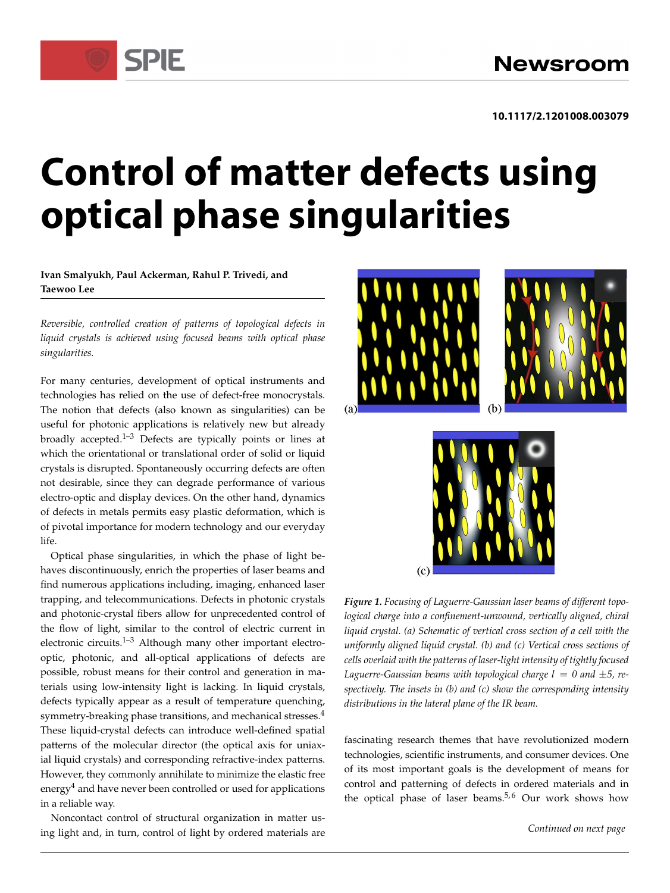10.1117/2.1201008.003079

# Control of matter defects using optical phase singularities

**Ivan Smalyukh, Paul Ackerman, Rahul P. Trivedi, and Taewoo Lee**

*Reversible, controlled creation of patterns of topological defects in liquid crystals is achieved using focused beams with optical phase singularities.*

For many centuries, development of optical instruments and technologies has relied on the use of defect-free monocrystals. The notion that defects (also known as singularities) can be useful for photonic applications is relatively new but already broadly accepted.[1–3] Defects are typically points or lines at which the orientational or translational order of solid or liquid crystals is disrupted. Spontaneously occurring defects are often not desirable, since they can degrade performance of various electro-optic and display devices. On the other hand, dynamics of defects in metals permits easy plastic deformation, which is of pivotal importance for modern technology and our everyday life.

Optical phase singularities, in which the phase of light behaves discontinuously, enrich the properties of laser beams and find numerous applications including, imaging, enhanced laser trapping, and telecommunications. Defects in photonic crystals and photonic-crystal fibers allow for unprecedented control of the flow of light, similar to the control of electric current in electronic circuits.[1–3] Although many other important electro-optic, photonic, and all-optical applications of defects are possible, robust means for their control and generation in materials using low-intensity light is lacking. In liquid crystals, defects typically appear as a result of temperature quenching, symmetry-breaking phase transitions, and mechanical stresses.[4] These liquid-crystal defects can introduce well-defined spatial patterns of the molecular director (the optical axis for uniaxial liquid crystals) and corresponding refractive-index patterns. However, they commonly annihilate to minimize the elastic free energy[4] and have never been controlled or used for applications in a reliable way.

Noncontact control of structural organization in matter using light and, in turn, control of light by ordered materials are fascinating research themes that have revolutionized modern technologies, scientific instruments, and consumer devices. One of its most important goals is the development of means for control and patterning of defects in ordered materials and in the optical phase of laser beams.[5,6] Our work shows how

*Figure 1. Focusing of Laguerre-Gaussian laser beams of different topological charge into a confinement-unwound, vertically aligned, chiral liquid crystal. (a) Schematic of vertical cross section of a cell with the uniformly aligned liquid crystal. (b) and (c) Vertical cross sections of cells overlaid with the patterns of laser-light intensity of tightly focused Laguerre-Gaussian beams with topological charge $l = 0$ and $\pm 5$, respectively. The insets in (b) and (c) show the corresponding intensity distributions in the lateral plane of the IR beam.*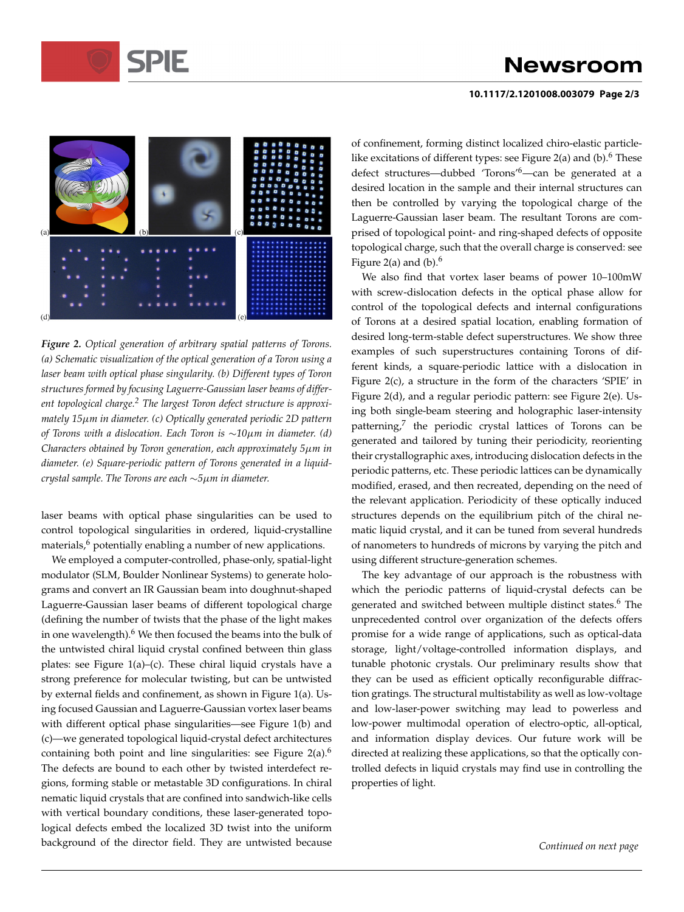*Figure 2. Optical generation of arbitrary spatial patterns of Torons. (a) Schematic visualization of the optical generation of a Toron using a laser beam with optical phase singularity. (b) Different types of Toron structures formed by focusing Laguerre-Gaussian laser beams of different topological charge.[2] The largest Toron defect structure is approximately 15μm in diameter. (c) Optically generated periodic 2D pattern of Torons with a dislocation. Each Toron is ∼10μm in diameter. (d) Characters obtained by Toron generation, each approximately 5μm in diameter. (e) Square-periodic pattern of Torons generated in a liquid-crystal sample. The Torons are each ∼5μm in diameter.*

laser beams with optical phase singularities can be used to control topological singularities in ordered, liquid-crystalline materials,[6] potentially enabling a number of new applications.

We employed a computer-controlled, phase-only, spatial-light modulator (SLM, Boulder Nonlinear Systems) to generate holograms and convert an IR Gaussian beam into doughnut-shaped Laguerre-Gaussian laser beams of different topological charge (defining the number of twists that the phase of the light makes in one wavelength).[6] We then focused the beams into the bulk of the untwisted chiral liquid crystal confined between thin glass plates: see Figure 1(a)–(c). These chiral liquid crystals have a strong preference for molecular twisting, but can be untwisted by external fields and confinement, as shown in Figure 1(a). Using focused Gaussian and Laguerre-Gaussian vortex laser beams with different optical phase singularities—see Figure 1(b) and (c)—we generated topological liquid-crystal defect architectures containing both point and line singularities: see Figure 2(a).[6] The defects are bound to each other by twisted interdefect regions, forming stable or metastable 3D configurations. In chiral nematic liquid crystals that are confined into sandwich-like cells with vertical boundary conditions, these laser-generated topological defects embed the localized 3D twist into the uniform background of the director field. They are untwisted because of confinement, forming distinct localized chiro-elastic particle-like excitations of different types: see Figure 2(a) and (b).[6] These defect structures—dubbed 'Torons'[6]—can be generated at a desired location in the sample and their internal structures can then be controlled by varying the topological charge of the Laguerre-Gaussian laser beam. The resultant Torons are comprised of topological point- and ring-shaped defects of opposite topological charge, such that the overall charge is conserved: see Figure 2(a) and (b).[6]

We also find that vortex laser beams of power 10–100mW with screw-dislocation defects in the optical phase allow for control of the topological defects and internal configurations of Torons at a desired spatial location, enabling formation of desired long-term-stable defect superstructures. We show three examples of such superstructures containing Torons of different kinds, a square-periodic lattice with a dislocation in Figure 2(c), a structure in the form of the characters 'SPIE' in Figure 2(d), and a regular periodic pattern: see Figure 2(e). Using both single-beam steering and holographic laser-intensity patterning,[7] the periodic crystal lattices of Torons can be generated and tailored by tuning their periodicity, reorienting their crystallographic axes, introducing dislocation defects in the periodic patterns, etc. These periodic lattices can be dynamically modified, erased, and then recreated, depending on the need of the relevant application. Periodicity of these optically induced structures depends on the equilibrium pitch of the chiral nematic liquid crystal, and it can be tuned from several hundreds of nanometers to hundreds of microns by varying the pitch and using different structure-generation schemes.

The key advantage of our approach is the robustness with which the periodic patterns of liquid-crystal defects can be generated and switched between multiple distinct states.[6] The unprecedented control over organization of the defects offers promise for a wide range of applications, such as optical-data storage, light/voltage-controlled information displays, and tunable photonic crystals. Our preliminary results show that they can be used as efficient optically reconfigurable diffraction gratings. The structural multistability as well as low-voltage and low-laser-power switching may lead to powerless and low-power multimodal operation of electro-optic, all-optical, and information display devices. Our future work will be directed at realizing these applications, so that the optically controlled defects in liquid crystals may find use in controlling the properties of light.

*Continued on next page*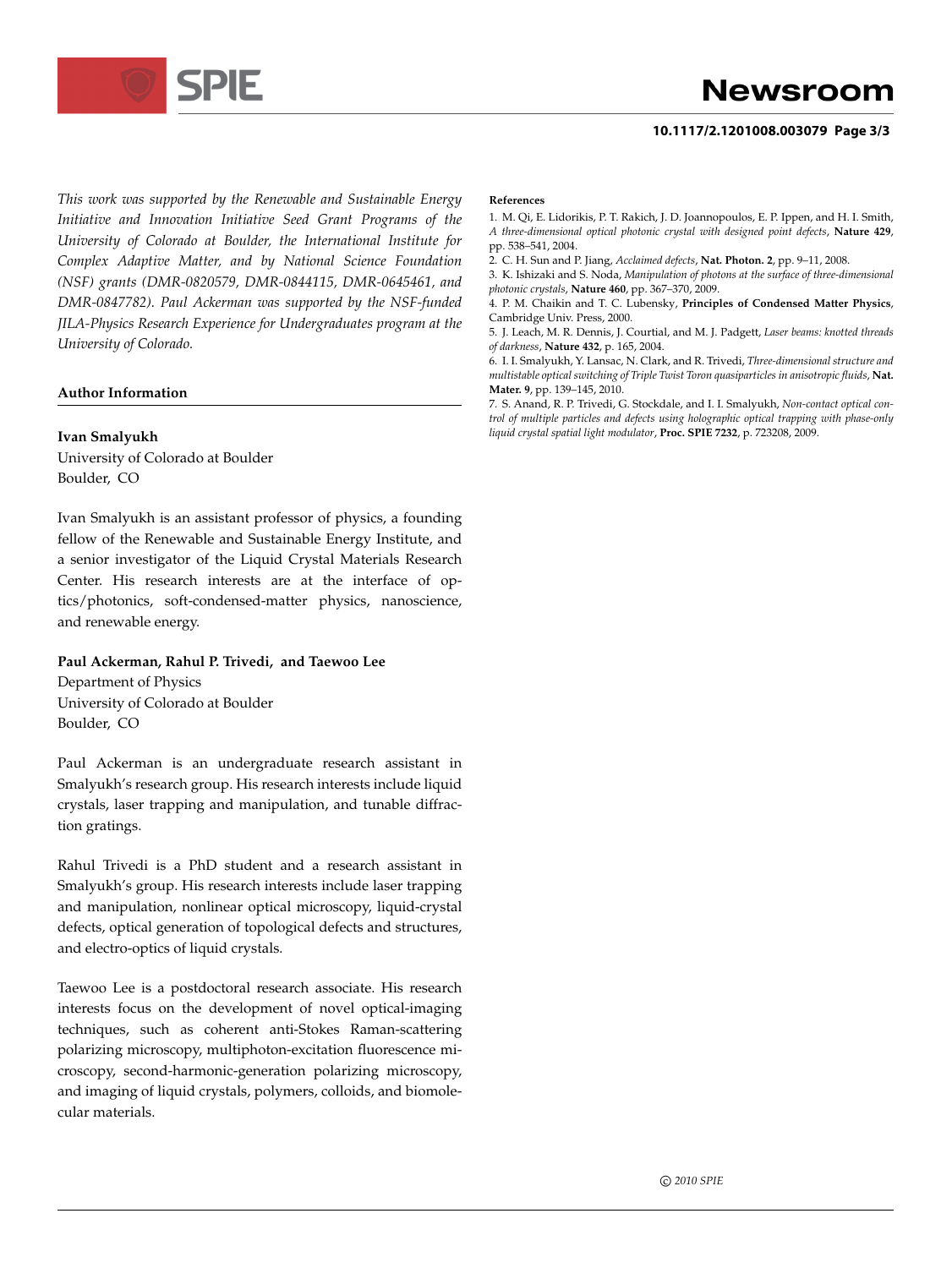*This work was supported by the Renewable and Sustainable Energy Initiative and Innovation Initiative Seed Grant Programs of the University of Colorado at Boulder, the International Institute for Complex Adaptive Matter, and by National Science Foundation (NSF) grants (DMR-0820579, DMR-0844115, DMR-0645461, and DMR-0847782). Paul Ackerman was supported by the NSF-funded JILA-Physics Research Experience for Undergraduates program at the University of Colorado.*

## Author Information

**Ivan Smalyukh**
University of Colorado at Boulder
Boulder, CO

Ivan Smalyukh is an assistant professor of physics, a founding fellow of the Renewable and Sustainable Energy Institute, and a senior investigator of the Liquid Crystal Materials Research Center. His research interests are at the interface of optics/photonics, soft-condensed-matter physics, nanoscience, and renewable energy.

**Paul Ackerman, Rahul P. Trivedi, and Taewoo Lee**
Department of Physics
University of Colorado at Boulder
Boulder, CO

Paul Ackerman is an undergraduate research assistant in Smalyukh's research group. His research interests include liquid crystals, laser trapping and manipulation, and tunable diffraction gratings.

Rahul Trivedi is a PhD student and a research assistant in Smalyukh's group. His research interests include laser trapping and manipulation, nonlinear optical microscopy, liquid-crystal defects, optical generation of topological defects and structures, and electro-optics of liquid crystals.

Taewoo Lee is a postdoctoral research associate. His research interests focus on the development of novel optical-imaging techniques, such as coherent anti-Stokes Raman-scattering polarizing microscopy, multiphoton-excitation fluorescence microscopy, second-harmonic-generation polarizing microscopy, and imaging of liquid crystals, polymers, colloids, and biomolecular materials.

## References

1. M. Qi, E. Lidorikis, P. T. Rakich, J. D. Joannopoulos, E. P. Ippen, and H. I. Smith, *A three-dimensional optical photonic crystal with designed point defects*, **Nature 429**, pp. 538–541, 2004.
2. C. H. Sun and P. Jiang, *Acclaimed defects*, **Nat. Photon. 2**, pp. 9–11, 2008.
3. K. Ishizaki and S. Noda, *Manipulation of photons at the surface of three-dimensional photonic crystals*, **Nature 460**, pp. 367–370, 2009.
4. P. M. Chaikin and T. C. Lubensky, **Principles of Condensed Matter Physics**, Cambridge Univ. Press, 2000.
5. J. Leach, M. R. Dennis, J. Courtial, and M. J. Padgett, *Laser beams: knotted threads of darkness*, **Nature 432**, p. 165, 2004.
6. I. I. Smalyukh, Y. Lansac, N. Clark, and R. Trivedi, *Three-dimensional structure and multistable optical switching of Triple Twist Toron quasiparticles in anisotropic fluids*, **Nat. Mater. 9**, pp. 139–145, 2010.
7. S. Anand, R. P. Trivedi, G. Stockdale, and I. I. Smalyukh, *Non-contact optical control of multiple particles and defects using holographic optical trapping with phase-only liquid crystal spatial light modulator*, **Proc. SPIE 7232**, p. 723208, 2009.

© 2010 SPIE